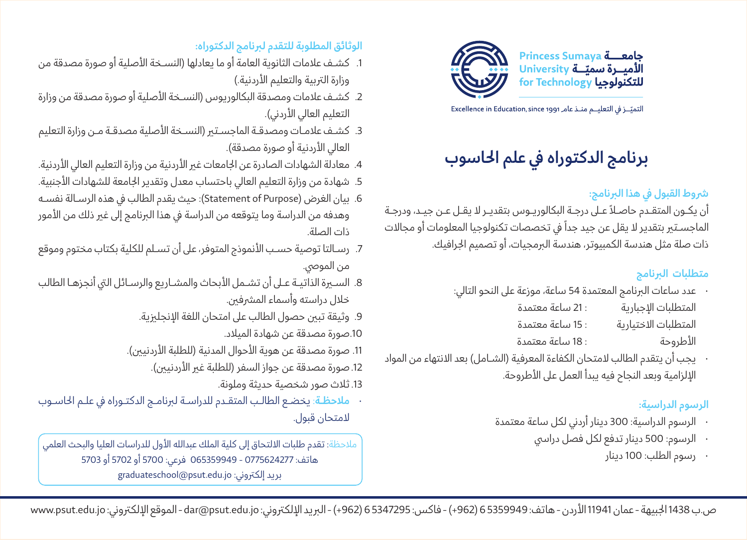جامعة الأميرة سميّة للتكنولوجيا
Princess Sumaya University for Technology

التميّز في التعليم منذ عام 1991 Excellence in Education, since 1991

# برنامج الدكتوراه في علم الحاسوب

## شروط القبول في هذا البرنامج:

أن يكون المتقدم حاصلاً على درجة البكالوريوس بتقدير لا يقل عن جيد، ودرجة الماجستير بتقدير لا يقل عن جيد جداً في تخصصات تكنولوجيا المعلومات أو مجالات ذات صلة مثل هندسة الكمبيوتر، هندسة البرمجيات، أو تصميم الجرافيك.

## متطلبات البرنامج

- عدد ساعات البرنامج المعتمدة 54 ساعة، موزعة على النحو التالي:

| | |
|---|---|
| المتطلبات الإجبارية | : 21 ساعة معتمدة |
| المتطلبات الاختيارية | : 15 ساعة معتمدة |
| الأطروحة | : 18 ساعة معتمدة |

- يجب أن يتقدم الطالب لامتحان الكفاءة المعرفية (الشامل) بعد الانتهاء من المواد الإلزامية وبعد النجاح فيه يبدأ العمل على الأطروحة.

## الرسوم الدراسية:

- الرسوم الدراسية: 300 دينار أردني لكل ساعة معتمدة
- الرسوم: 500 دينار تدفع لكل فصل دراسي
- رسوم الطلب: 100 دينار

## الوثائق المطلوبة للتقدم لبرنامج الدكتوراه:

1. كشف علامات الثانوية العامة أو ما يعادلها (النسخة الأصلية أو صورة مصدقة من وزارة التربية والتعليم الأردنية.)
2. كشف علامات ومصدقة البكالوريوس (النسخة الأصلية أو صورة مصدقة من وزارة التعليم العالي الأردني).
3. كشف علامات ومصدقة الماجستير (النسخة الأصلية مصدقة من وزارة التعليم العالي الأردنية أو صورة مصدقة).
4. معادلة الشهادات الصادرة عن الجامعات غير الأردنية من وزارة التعليم العالي الأردنية.
5. شهادة من وزارة التعليم العالي باحتساب معدل وتقدير الجامعة للشهادات الأجنبية.
6. بيان الغرض (Statement of Purpose): حيث يقدم الطالب في هذه الرسالة نفسه وهدفه من الدراسة وما يتوقعه من الدراسة في هذا البرنامج إلى غير ذلك من الأمور ذات الصلة.
7. رسالتا توصية حسب الأنموذج المتوفر، على أن تسلم للكلية بكتاب مختوم وموقع من الموصي.
8. السيرة الذاتية على أن تشمل الأبحاث والمشاريع والرسائل التي أنجزها الطالب خلال دراسته وأسماء المشرفين.
9. وثيقة تبين حصول الطالب على امتحان اللغة الإنجليزية.
10. صورة مصدقة عن شهادة الميلاد.
11. صورة مصدقة عن هوية الأحوال المدنية (للطلبة الأردنيين).
12. صورة مصدقة عن جواز السفر (للطلبة غير الأردنيين).
13. ثلاث صور شخصية حديثة وملونة.

- **ملاحظة**: يخضع الطالب المتقدم للدراسة لبرنامج الدكتوراه في علم الحاسوب لامتحان قبول.

ملاحظة: تقدم طلبات الالتحاق إلى كلية الملك عبدالله الأول للدراسات العليا والبحث العلمي
هاتف: 0775624277 - 065359949 فرعي: 5700 أو 5702 أو 5703
بريد إلكتروني: graduateschool@psut.edu.jo

ص.ب 1438 الجبيهة - عمان 11941 الأردن - هاتف: 5359949 6 (962+) - فاكس: 5347295 6 (962+) - البريد الإلكتروني: dar@psut.edu.jo - الموقع الإلكتروني: www.psut.edu.jo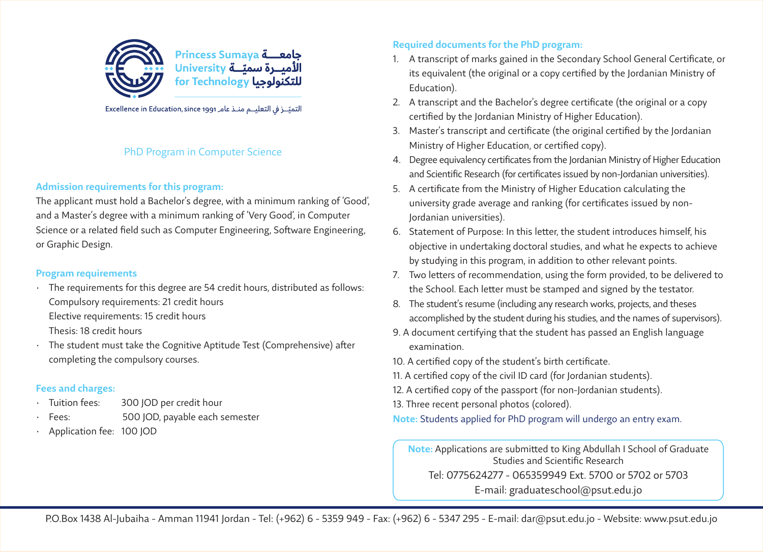Princess Sumaya University for Technology
جامعة الأميرة سميّة للتكنولوجيا

Excellence in Education, since 1991 التميّز في التعليم منذ عام 1991

## PhD Program in Computer Science

### Admission requirements for this program:

The applicant must hold a Bachelor's degree, with a minimum ranking of 'Good', and a Master's degree with a minimum ranking of 'Very Good', in Computer Science or a related field such as Computer Engineering, Software Engineering, or Graphic Design.

### Program requirements

- The requirements for this degree are 54 credit hours, distributed as follows:
  Compulsory requirements: 21 credit hours
  Elective requirements: 15 credit hours
  Thesis: 18 credit hours
- The student must take the Cognitive Aptitude Test (Comprehensive) after completing the compulsory courses.

### Fees and charges:

- Tuition fees: 300 JOD per credit hour
- Fees: 500 JOD, payable each semester
- Application fee: 100 JOD

### Required documents for the PhD program:

1. A transcript of marks gained in the Secondary School General Certificate, or its equivalent (the original or a copy certified by the Jordanian Ministry of Education).
2. A transcript and the Bachelor's degree certificate (the original or a copy certified by the Jordanian Ministry of Higher Education).
3. Master's transcript and certificate (the original certified by the Jordanian Ministry of Higher Education, or certified copy).
4. Degree equivalency certificates from the Jordanian Ministry of Higher Education and Scientific Research (for certificates issued by non-Jordanian universities).
5. A certificate from the Ministry of Higher Education calculating the university grade average and ranking (for certificates issued by non-Jordanian universities).
6. Statement of Purpose: In this letter, the student introduces himself, his objective in undertaking doctoral studies, and what he expects to achieve by studying in this program, in addition to other relevant points.
7. Two letters of recommendation, using the form provided, to be delivered to the School. Each letter must be stamped and signed by the testator.
8. The student's resume (including any research works, projects, and theses accomplished by the student during his studies, and the names of supervisors).
9. A document certifying that the student has passed an English language examination.
10. A certified copy of the student's birth certificate.
11. A certified copy of the civil ID card (for Jordanian students).
12. A certified copy of the passport (for non-Jordanian students).
13. Three recent personal photos (colored).

**Note:** Students applied for PhD program will undergo an entry exam.

**Note:** Applications are submitted to King Abdullah I School of Graduate Studies and Scientific Research
Tel: 0775624277 - 065359949 Ext. 5700 or 5702 or 5703
E-mail: graduateschool@psut.edu.jo

P.O.Box 1438 Al-Jubaiha - Amman 11941 Jordan - Tel: (+962) 6 - 5359 949 - Fax: (+962) 6 - 5347 295 - E-mail: dar@psut.edu.jo - Website: www.psut.edu.jo